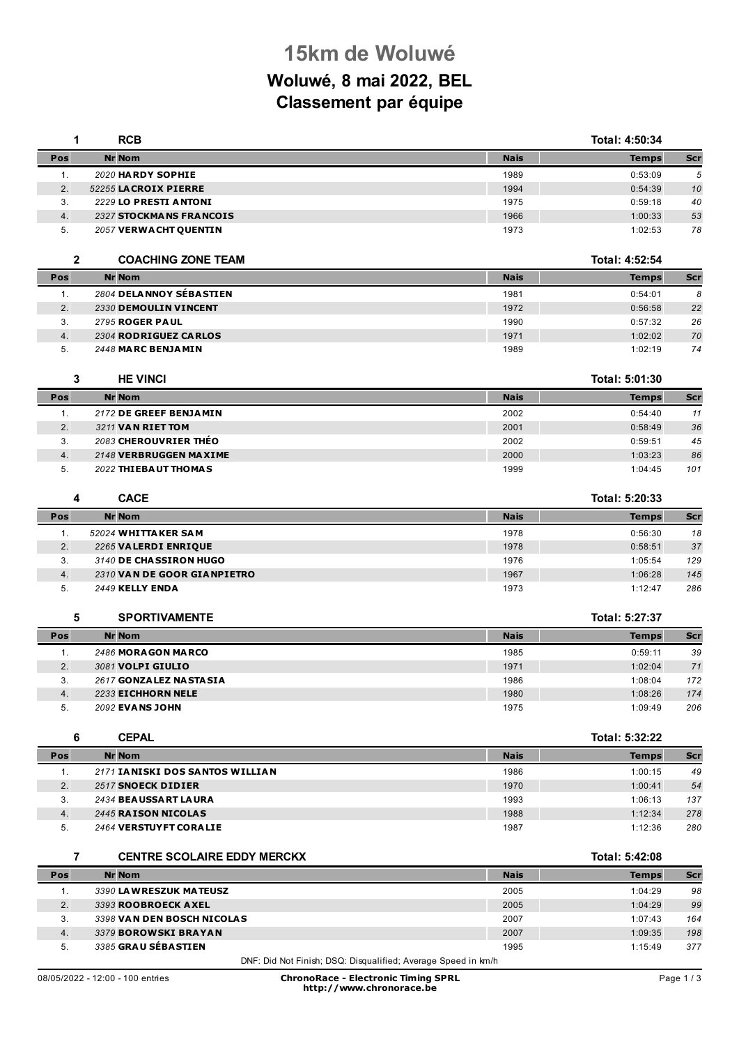# 15km de Woluwé

## Woluwé, 8 mai 2022, BEL

## Classement par équipe

### 1 RCB — Total: 4:50:34

| Pos | Nr | Nom | Nais | Temps | Scr |
|---|---|---|---|---|---|
| 1. | 2020 | **HARDY SOPHIE** | 1989 | 0:53:09 | 5 |
| 2. | 52255 | **LACROIX PIERRE** | 1994 | 0:54:39 | 10 |
| 3. | 2229 | **LO PRESTI ANTONI** | 1975 | 0:59:18 | 40 |
| 4. | 2327 | **STOCKMANS FRANCOIS** | 1966 | 1:00:33 | 53 |
| 5. | 2057 | **VERWACHT QUENTIN** | 1973 | 1:02:53 | 78 |

### 2 COACHING ZONE TEAM — Total: 4:52:54

| Pos | Nr | Nom | Nais | Temps | Scr |
|---|---|---|---|---|---|
| 1. | 2804 | **DELANNOY SÉBASTIEN** | 1981 | 0:54:01 | 8 |
| 2. | 2330 | **DEMOULIN VINCENT** | 1972 | 0:56:58 | 22 |
| 3. | 2795 | **ROGER PAUL** | 1990 | 0:57:32 | 26 |
| 4. | 2304 | **RODRIGUEZ CARLOS** | 1971 | 1:02:02 | 70 |
| 5. | 2448 | **MARC BENJAMIN** | 1989 | 1:02:19 | 74 |

### 3 HE VINCI — Total: 5:01:30

| Pos | Nr | Nom | Nais | Temps | Scr |
|---|---|---|---|---|---|
| 1. | 2172 | **DE GREEF BENJAMIN** | 2002 | 0:54:40 | 11 |
| 2. | 3211 | **VAN RIET TOM** | 2001 | 0:58:49 | 36 |
| 3. | 2083 | **CHEROUVRIER THÉO** | 2002 | 0:59:51 | 45 |
| 4. | 2148 | **VERBRUGGEN MAXIME** | 2000 | 1:03:23 | 86 |
| 5. | 2022 | **THIEBAUT THOMAS** | 1999 | 1:04:45 | 101 |

### 4 CACE — Total: 5:20:33

| Pos | Nr | Nom | Nais | Temps | Scr |
|---|---|---|---|---|---|
| 1. | 52024 | **WHITTAKER SAM** | 1978 | 0:56:30 | 18 |
| 2. | 2265 | **VALERDI ENRIQUE** | 1978 | 0:58:51 | 37 |
| 3. | 3140 | **DE CHASSIRON HUGO** | 1976 | 1:05:54 | 129 |
| 4. | 2310 | **VAN DE GOOR GIANPIETRO** | 1967 | 1:06:28 | 145 |
| 5. | 2449 | **KELLY ENDA** | 1973 | 1:12:47 | 286 |

### 5 SPORTIVAMENTE — Total: 5:27:37

| Pos | Nr | Nom | Nais | Temps | Scr |
|---|---|---|---|---|---|
| 1. | 2486 | **MORAGON MARCO** | 1985 | 0:59:11 | 39 |
| 2. | 3081 | **VOLPI GIULIO** | 1971 | 1:02:04 | 71 |
| 3. | 2617 | **GONZALEZ NASTASIA** | 1986 | 1:08:04 | 172 |
| 4. | 2233 | **EICHHORN NELE** | 1980 | 1:08:26 | 174 |
| 5. | 2092 | **EVANS JOHN** | 1975 | 1:09:49 | 206 |

### 6 CEPAL — Total: 5:32:22

| Pos | Nr | Nom | Nais | Temps | Scr |
|---|---|---|---|---|---|
| 1. | 2171 | **IANISKI DOS SANTOS WILLIAN** | 1986 | 1:00:15 | 49 |
| 2. | 2517 | **SNOECK DIDIER** | 1970 | 1:00:41 | 54 |
| 3. | 2434 | **BEAUSSART LAURA** | 1993 | 1:06:13 | 137 |
| 4. | 2445 | **RAISON NICOLAS** | 1988 | 1:12:34 | 278 |
| 5. | 2464 | **VERSTUYFT CORALIE** | 1987 | 1:12:36 | 280 |

### 7 CENTRE SCOLAIRE EDDY MERCKX — Total: 5:42:08

| Pos | Nr | Nom | Nais | Temps | Scr |
|---|---|---|---|---|---|
| 1. | 3390 | **LAWRESZUK MATEUSZ** | 2005 | 1:04:29 | 98 |
| 2. | 3393 | **ROOBROECK AXEL** | 2005 | 1:04:29 | 99 |
| 3. | 3398 | **VAN DEN BOSCH NICOLAS** | 2007 | 1:07:43 | 164 |
| 4. | 3379 | **BOROWSKI BRAYAN** | 2007 | 1:09:35 | 198 |
| 5. | 3385 | **GRAU SÉBASTIEN** | 1995 | 1:15:49 | 377 |

DNF: Did Not Finish; DSQ: Disqualified; Average Speed in km/h

08/05/2022 - 12:00 - 100 entries

**ChronoRace - Electronic Timing SPRL**
**http://www.chronorace.be**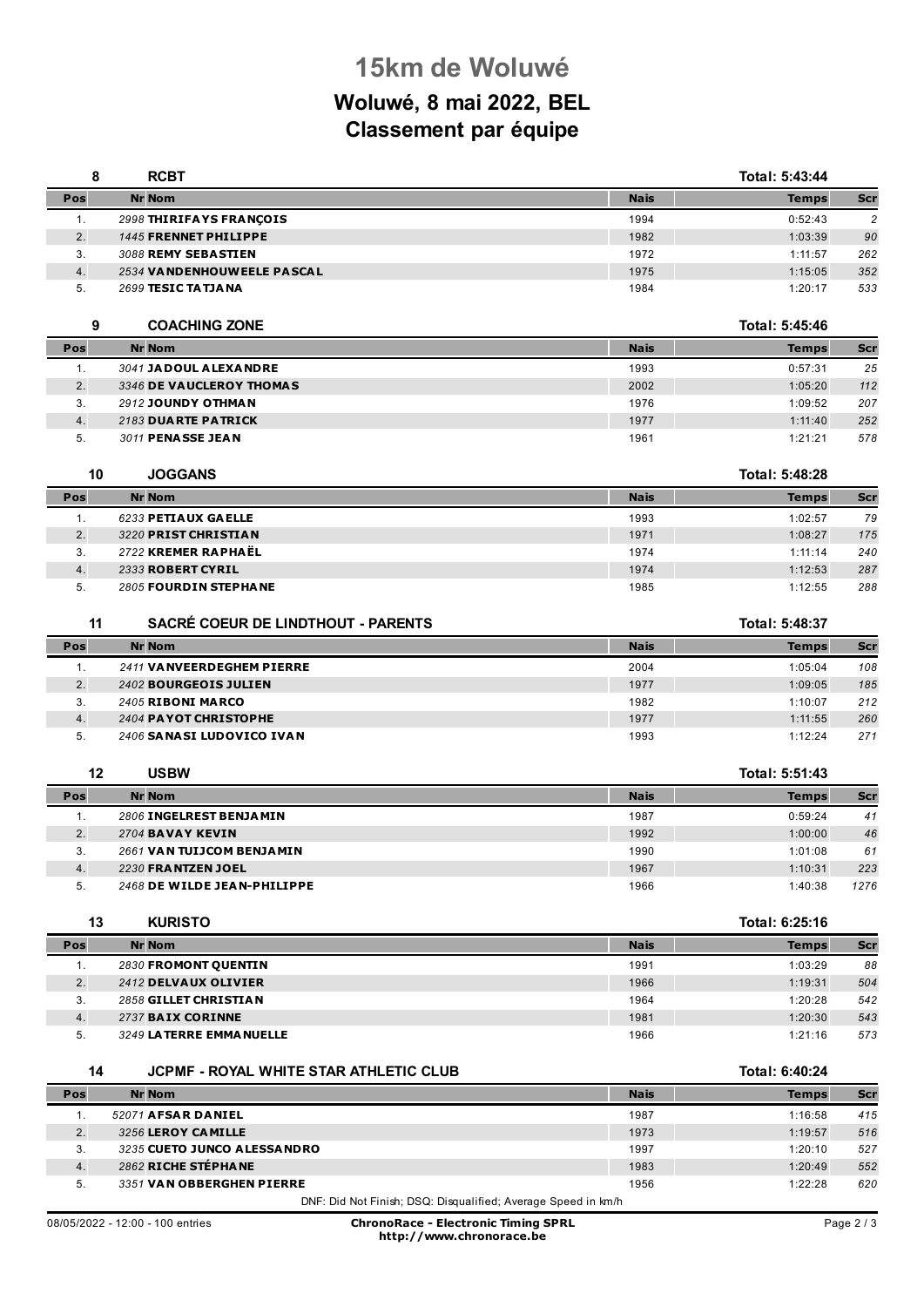# 15km de Woluwé

## Woluwé, 8 mai 2022, BEL

## Classement par équipe

### 8 RCBT — Total: 5:43:44

| Pos | Nr | Nom | Nais | Temps | Scr |
|---|---|---|---|---|---|
| 1. | 2998 | **THIRIFAYS FRANÇOIS** | 1994 | 0:52:43 | 2 |
| 2. | 1445 | **FRENNET PHILIPPE** | 1982 | 1:03:39 | 90 |
| 3. | 3088 | **REMY SEBASTIEN** | 1972 | 1:11:57 | 262 |
| 4. | 2534 | **VANDENHOUWEELE PASCAL** | 1975 | 1:15:05 | 352 |
| 5. | 2699 | **TESIC TATJANA** | 1984 | 1:20:17 | 533 |

### 9 COACHING ZONE — Total: 5:45:46

| Pos | Nr | Nom | Nais | Temps | Scr |
|---|---|---|---|---|---|
| 1. | 3041 | **JADOUL ALEXANDRE** | 1993 | 0:57:31 | 25 |
| 2. | 3346 | **DE VAUCLEROY THOMAS** | 2002 | 1:05:20 | 112 |
| 3. | 2912 | **JOUNDY OTHMAN** | 1976 | 1:09:52 | 207 |
| 4. | 2183 | **DUARTE PATRICK** | 1977 | 1:11:40 | 252 |
| 5. | 3011 | **PENASSE JEAN** | 1961 | 1:21:21 | 578 |

### 10 JOGGANS — Total: 5:48:28

| Pos | Nr | Nom | Nais | Temps | Scr |
|---|---|---|---|---|---|
| 1. | 6233 | **PETIAUX GAELLE** | 1993 | 1:02:57 | 79 |
| 2. | 3220 | **PRIST CHRISTIAN** | 1971 | 1:08:27 | 175 |
| 3. | 2722 | **KREMER RAPHAËL** | 1974 | 1:11:14 | 240 |
| 4. | 2333 | **ROBERT CYRIL** | 1974 | 1:12:53 | 287 |
| 5. | 2805 | **FOURDIN STEPHANE** | 1985 | 1:12:55 | 288 |

### 11 SACRÉ COEUR DE LINDTHOUT - PARENTS — Total: 5:48:37

| Pos | Nr | Nom | Nais | Temps | Scr |
|---|---|---|---|---|---|
| 1. | 2411 | **VANVEERDEGHEM PIERRE** | 2004 | 1:05:04 | 108 |
| 2. | 2402 | **BOURGEOIS JULIEN** | 1977 | 1:09:05 | 185 |
| 3. | 2405 | **RIBONI MARCO** | 1982 | 1:10:07 | 212 |
| 4. | 2404 | **PAYOT CHRISTOPHE** | 1977 | 1:11:55 | 260 |
| 5. | 2406 | **SANASI LUDOVICO IVAN** | 1993 | 1:12:24 | 271 |

### 12 USBW — Total: 5:51:43

| Pos | Nr | Nom | Nais | Temps | Scr |
|---|---|---|---|---|---|
| 1. | 2806 | **INGELREST BENJAMIN** | 1987 | 0:59:24 | 41 |
| 2. | 2704 | **BAVAY KEVIN** | 1992 | 1:00:00 | 46 |
| 3. | 2661 | **VAN TUIJCOM BENJAMIN** | 1990 | 1:01:08 | 61 |
| 4. | 2230 | **FRANTZEN JOEL** | 1967 | 1:10:31 | 223 |
| 5. | 2468 | **DE WILDE JEAN-PHILIPPE** | 1966 | 1:40:38 | 1276 |

### 13 KURISTO — Total: 6:25:16

| Pos | Nr | Nom | Nais | Temps | Scr |
|---|---|---|---|---|---|
| 1. | 2830 | **FROMONT QUENTIN** | 1991 | 1:03:29 | 88 |
| 2. | 2412 | **DELVAUX OLIVIER** | 1966 | 1:19:31 | 504 |
| 3. | 2858 | **GILLET CHRISTIAN** | 1964 | 1:20:28 | 542 |
| 4. | 2737 | **BAIX CORINNE** | 1981 | 1:20:30 | 543 |
| 5. | 3249 | **LATERRE EMMANUELLE** | 1966 | 1:21:16 | 573 |

### 14 JCPMF - ROYAL WHITE STAR ATHLETIC CLUB — Total: 6:40:24

| Pos | Nr | Nom | Nais | Temps | Scr |
|---|---|---|---|---|---|
| 1. | 52071 | **AFSAR DANIEL** | 1987 | 1:16:58 | 415 |
| 2. | 3256 | **LEROY CAMILLE** | 1973 | 1:19:57 | 516 |
| 3. | 3235 | **CUETO JUNCO ALESSANDRO** | 1997 | 1:20:10 | 527 |
| 4. | 2862 | **RICHE STÉPHANE** | 1983 | 1:20:49 | 552 |
| 5. | 3351 | **VAN OBBERGHEN PIERRE** | 1956 | 1:22:28 | 620 |

DNF: Did Not Finish; DSQ: Disqualified; Average Speed in km/h

08/05/2022 - 12:00 - 100 entries

**ChronoRace - Electronic Timing SPRL**
**http://www.chronorace.be**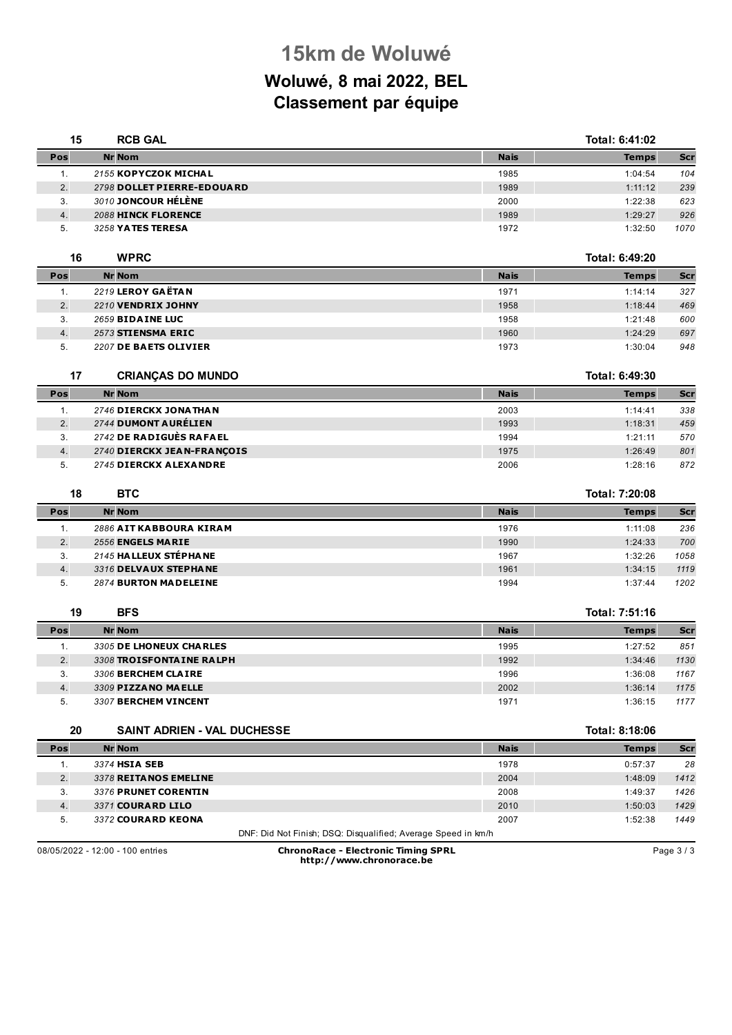# 15km de Woluwé

## Woluwé, 8 mai 2022, BEL

## Classement par équipe

### 15 RCB GAL — Total: 6:41:02

| Pos | Nr | Nom | Nais | Temps | Scr |
|---|---|---|---|---|---|
| 1. | 2155 | **KOPYCZOK MICHAL** | 1985 | 1:04:54 | 104 |
| 2. | 2798 | **DOLLET PIERRE-EDOUARD** | 1989 | 1:11:12 | 239 |
| 3. | 3010 | **JONCOUR HÉLÈNE** | 2000 | 1:22:38 | 623 |
| 4. | 2088 | **HINCK FLORENCE** | 1989 | 1:29:27 | 926 |
| 5. | 3258 | **YATES TERESA** | 1972 | 1:32:50 | 1070 |

### 16 WPRC — Total: 6:49:20

| Pos | Nr | Nom | Nais | Temps | Scr |
|---|---|---|---|---|---|
| 1. | 2219 | **LEROY GAËTAN** | 1971 | 1:14:14 | 327 |
| 2. | 2210 | **VENDRIX JOHNY** | 1958 | 1:18:44 | 469 |
| 3. | 2659 | **BIDAINE LUC** | 1958 | 1:21:48 | 600 |
| 4. | 2573 | **STIENSMA ERIC** | 1960 | 1:24:29 | 697 |
| 5. | 2207 | **DE BAETS OLIVIER** | 1973 | 1:30:04 | 948 |

### 17 CRIANÇAS DO MUNDO — Total: 6:49:30

| Pos | Nr | Nom | Nais | Temps | Scr |
|---|---|---|---|---|---|
| 1. | 2746 | **DIERCKX JONATHAN** | 2003 | 1:14:41 | 338 |
| 2. | 2744 | **DUMONT AURÉLIEN** | 1993 | 1:18:31 | 459 |
| 3. | 2742 | **DE RADIGUÈS RAFAEL** | 1994 | 1:21:11 | 570 |
| 4. | 2740 | **DIERCKX JEAN-FRANÇOIS** | 1975 | 1:26:49 | 801 |
| 5. | 2745 | **DIERCKX ALEXANDRE** | 2006 | 1:28:16 | 872 |

### 18 BTC — Total: 7:20:08

| Pos | Nr | Nom | Nais | Temps | Scr |
|---|---|---|---|---|---|
| 1. | 2886 | **AIT KABBOURA KIRAM** | 1976 | 1:11:08 | 236 |
| 2. | 2556 | **ENGELS MARIE** | 1990 | 1:24:33 | 700 |
| 3. | 2145 | **HALLEUX STÉPHANE** | 1967 | 1:32:26 | 1058 |
| 4. | 3316 | **DELVAUX STEPHANE** | 1961 | 1:34:15 | 1119 |
| 5. | 2874 | **BURTON MADELEINE** | 1994 | 1:37:44 | 1202 |

### 19 BFS — Total: 7:51:16

| Pos | Nr | Nom | Nais | Temps | Scr |
|---|---|---|---|---|---|
| 1. | 3305 | **DE LHONEUX CHARLES** | 1995 | 1:27:52 | 851 |
| 2. | 3308 | **TROISFONTAINE RALPH** | 1992 | 1:34:46 | 1130 |
| 3. | 3306 | **BERCHEM CLAIRE** | 1996 | 1:36:08 | 1167 |
| 4. | 3309 | **PIZZANO MAELLE** | 2002 | 1:36:14 | 1175 |
| 5. | 3307 | **BERCHEM VINCENT** | 1971 | 1:36:15 | 1177 |

### 20 SAINT ADRIEN - VAL DUCHESSE — Total: 8:18:06

| Pos | Nr | Nom | Nais | Temps | Scr |
|---|---|---|---|---|---|
| 1. | 3374 | **HSIA SEB** | 1978 | 0:57:37 | 28 |
| 2. | 3378 | **REITANOS EMELINE** | 2004 | 1:48:09 | 1412 |
| 3. | 3376 | **PRUNET CORENTIN** | 2008 | 1:49:37 | 1426 |
| 4. | 3371 | **COURARD LILO** | 2010 | 1:50:03 | 1429 |
| 5. | 3372 | **COURARD KEONA** | 2007 | 1:52:38 | 1449 |

DNF: Did Not Finish; DSQ: Disqualified; Average Speed in km/h

08/05/2022 - 12:00 - 100 entries

**ChronoRace - Electronic Timing SPRL**
**http://www.chronorace.be**